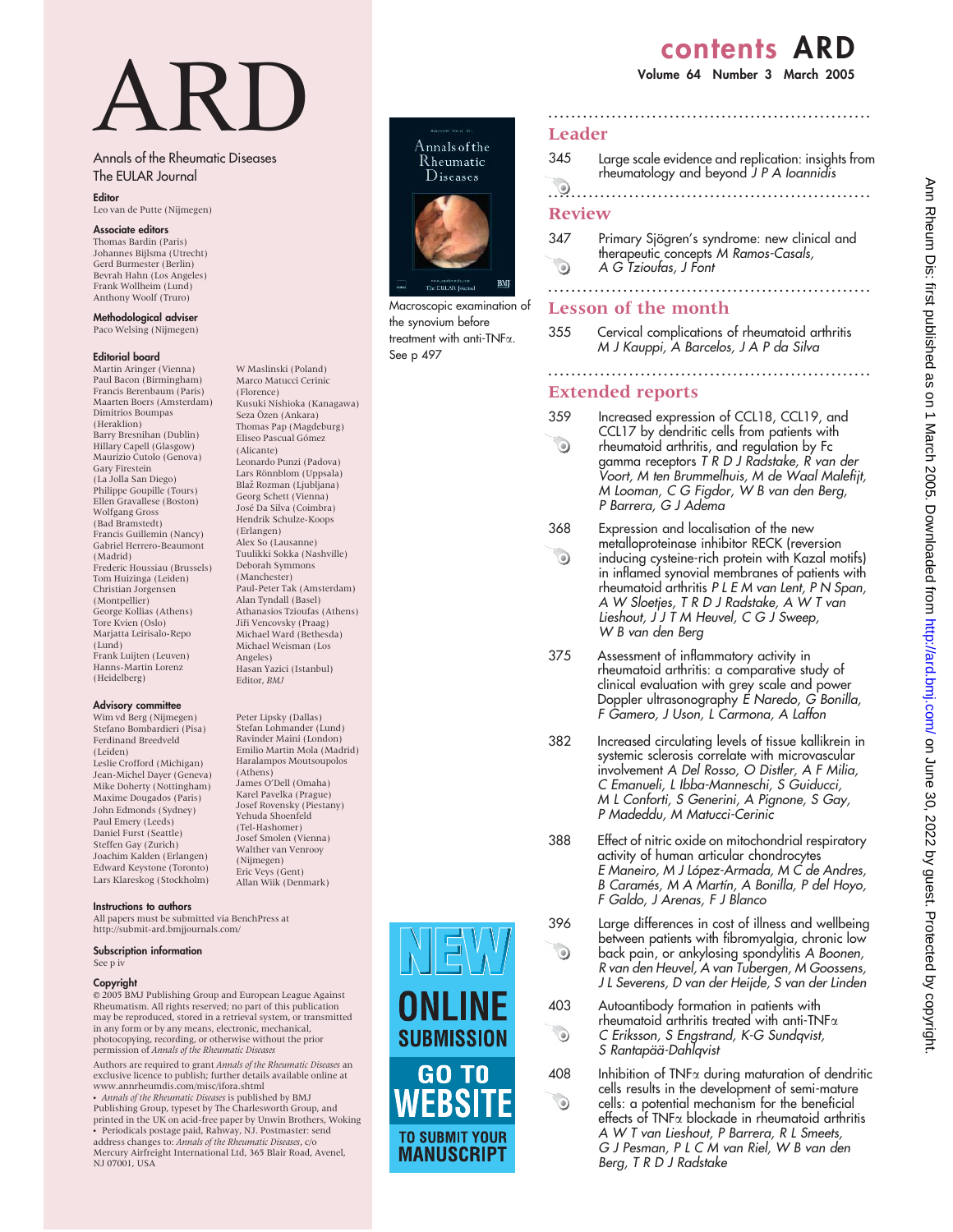# ARD

Annals of the Rheumatic Diseases
The EULAR Journal

**Editor**
Leo van de Putte (Nijmegen)

**Associate editors**
Thomas Bardin (Paris)
Johannes Bijlsma (Utrecht)
Gerd Burmester (Berlin)
Bevrah Hahn (Los Angeles)
Frank Wollheim (Lund)
Anthony Woolf (Truro)

**Methodological adviser**
Paco Welsing (Nijmegen)

**Editorial board**
Martin Aringer (Vienna)
Paul Bacon (Birmingham)
Francis Berenbaum (Paris)
Maarten Boers (Amsterdam)
Dimitrios Boumpas (Heraklion)
Barry Bresnihan (Dublin)
Hillary Capell (Glasgow)
Maurizio Cutolo (Genova)
Gary Firestein (La Jolla San Diego)
Philippe Goupille (Tours)
Ellen Gravallese (Boston)
Wolfgang Gross (Bad Bramstedt)
Francis Guillemin (Nancy)
Gabriel Herrero-Beaumont (Madrid)
Frederic Houssiau (Brussels)
Tom Huizinga (Leiden)
Christian Jorgensen (Montpellier)
George Kollias (Athens)
Tore Kvien (Oslo)
Marjatta Leirisalo-Repo (Lund)
Frank Luijten (Leuven)
Hanns-Martin Lorenz (Heidelberg)
W Maslinski (Poland)
Marco Matucci Cerinic (Florence)
Kusuki Nishioka (Kanagawa)
Seza Özen (Ankara)
Thomas Pap (Magdeburg)
Eliseo Pascual Gómez (Alicante)
Leonardo Punzi (Padova)
Lars Rönnblom (Uppsala)
Blaž Rozman (Ljubljana)
Georg Schett (Vienna)
José Da Silva (Coimbra)
Hendrik Schulze-Koops (Erlangen)
Alex So (Lausanne)
Tuulikki Sokka (Nashville)
Deborah Symmons (Manchester)
Paul-Peter Tak (Amsterdam)
Alan Tyndall (Basel)
Athanasios Tzioufas (Athens)
Jiři Vencovsky (Praag)
Michael Ward (Bethesda)
Michael Weisman (Los Angeles)
Hasan Yazici (Istanbul)
Editor, *BMJ*

**Advisory committee**
Wim vd Berg (Nijmegen)
Stefano Bombardieri (Pisa)
Ferdinand Breedveld (Leiden)
Leslie Crofford (Michigan)
Jean-Michel Dayer (Geneva)
Mike Doherty (Nottingham)
Maxime Dougados (Paris)
John Edmonds (Sydney)
Paul Emery (Leeds)
Daniel Furst (Seattle)
Steffen Gay (Zurich)
Joachim Kalden (Erlangen)
Edward Keystone (Toronto)
Lars Klareskog (Stockholm)
Peter Lipsky (Dallas)
Stefan Lohmander (Lund)
Ravinder Maini (London)
Emilio Martin Mola (Madrid)
Haralampos Moutsoupolos (Athens)
James O'Dell (Omaha)
Karel Pavelka (Prague)
Josef Rovensky (Piestany)
Yehuda Shoenfeld (Tel-Hashomer)
Josef Smolen (Vienna)
Walther van Venrooy (Nijmegen)
Eric Veys (Gent)
Allan Wiik (Denmark)

**Instructions to authors**
All papers must be submitted via BenchPress at http://submit-ard.bmjjournals.com/

**Subscription information**
See p iv

**Copyright**
© 2005 BMJ Publishing Group and European League Against Rheumatism. All rights reserved; no part of this publication may be reproduced, stored in a retrieval system, or transmitted in any form or by any means, electronic, mechanical, photocopying, recording, or otherwise without the prior permission of *Annals of the Rheumatic Diseases*

Authors are required to grant *Annals of the Rheumatic Diseases* an exclusive licence to publish; further details available online at www.annrheumdis.com/misc/ifora.shtml

• *Annals of the Rheumatic Diseases* is published by BMJ Publishing Group, typeset by The Charlesworth Group, and printed in the UK on acid-free paper by Unwin Brothers, Woking
• Periodicals postage paid, Rahway, NJ. Postmaster: send address changes to: *Annals of the Rheumatic Diseases*, c/o Mercury Airfreight International Ltd, 365 Blair Road, Avenel, NJ 07001, USA

Macroscopic examination of the synovium before treatment with anti-TNFα. See p 497

NEW ONLINE SUBMISSION
GO TO WEBSITE TO SUBMIT YOUR MANUSCRIPT

## contents ARD

Volume 64 Number 3 March 2005

### Leader

345 Large scale evidence and replication: insights from rheumatology and beyond *J P A Ioannidis*

### Review

347 Primary Sjögren's syndrome: new clinical and therapeutic concepts *M Ramos-Casals, A G Tzioufas, J Font*

### Lesson of the month

355 Cervical complications of rheumatoid arthritis *M J Kauppi, A Barcelos, J A P da Silva*

### Extended reports

359 Increased expression of CCL18, CCL19, and CCL17 by dendritic cells from patients with rheumatoid arthritis, and regulation by Fc gamma receptors *T R D J Radstake, R van der Voort, M ten Brummelhuis, M de Waal Malefijt, M Looman, C G Figdor, W B van den Berg, P Barrera, G J Adema*

368 Expression and localisation of the new metalloproteinase inhibitor RECK (reversion inducing cysteine-rich protein with Kazal motifs) in inflamed synovial membranes of patients with rheumatoid arthritis *P L E M van Lent, P N Span, A W Sloetjes, T R D J Radstake, A W T van Lieshout, J J T M Heuvel, C G J Sweep, W B van den Berg*

375 Assessment of inflammatory activity in rheumatoid arthritis: a comparative study of clinical evaluation with grey scale and power Doppler ultrasonography *E Naredo, G Bonilla, F Gamero, J Uson, L Carmona, A Laffon*

382 Increased circulating levels of tissue kallikrein in systemic sclerosis correlate with microvascular involvement *A Del Rosso, O Distler, A F Milia, C Emanueli, L Ibba-Manneschi, S Guiducci, M L Conforti, S Generini, A Pignone, S Gay, P Madeddu, M Matucci-Cerinic*

388 Effect of nitric oxide on mitochondrial respiratory activity of human articular chondrocytes *E Maneiro, M J López-Armada, M C de Andres, B Caramés, M A Martín, A Bonilla, P del Hoyo, F Galdo, J Arenas, F J Blanco*

396 Large differences in cost of illness and wellbeing between patients with fibromyalgia, chronic low back pain, or ankylosing spondylitis *A Boonen, R van den Heuvel, A van Tubergen, M Goossens, J L Severens, D van der Heijde, S van der Linden*

403 Autoantibody formation in patients with rheumatoid arthritis treated with anti-TNFα *C Eriksson, S Engstrand, K-G Sundqvist, S Rantapää-Dahlqvist*

408 Inhibition of TNFα during maturation of dendritic cells results in the development of semi-mature cells: a potential mechanism for the beneficial effects of TNFα blockade in rheumatoid arthritis *A W T van Lieshout, P Barrera, R L Smeets, G J Pesman, P L C M van Riel, W B van den Berg, T R D J Radstake*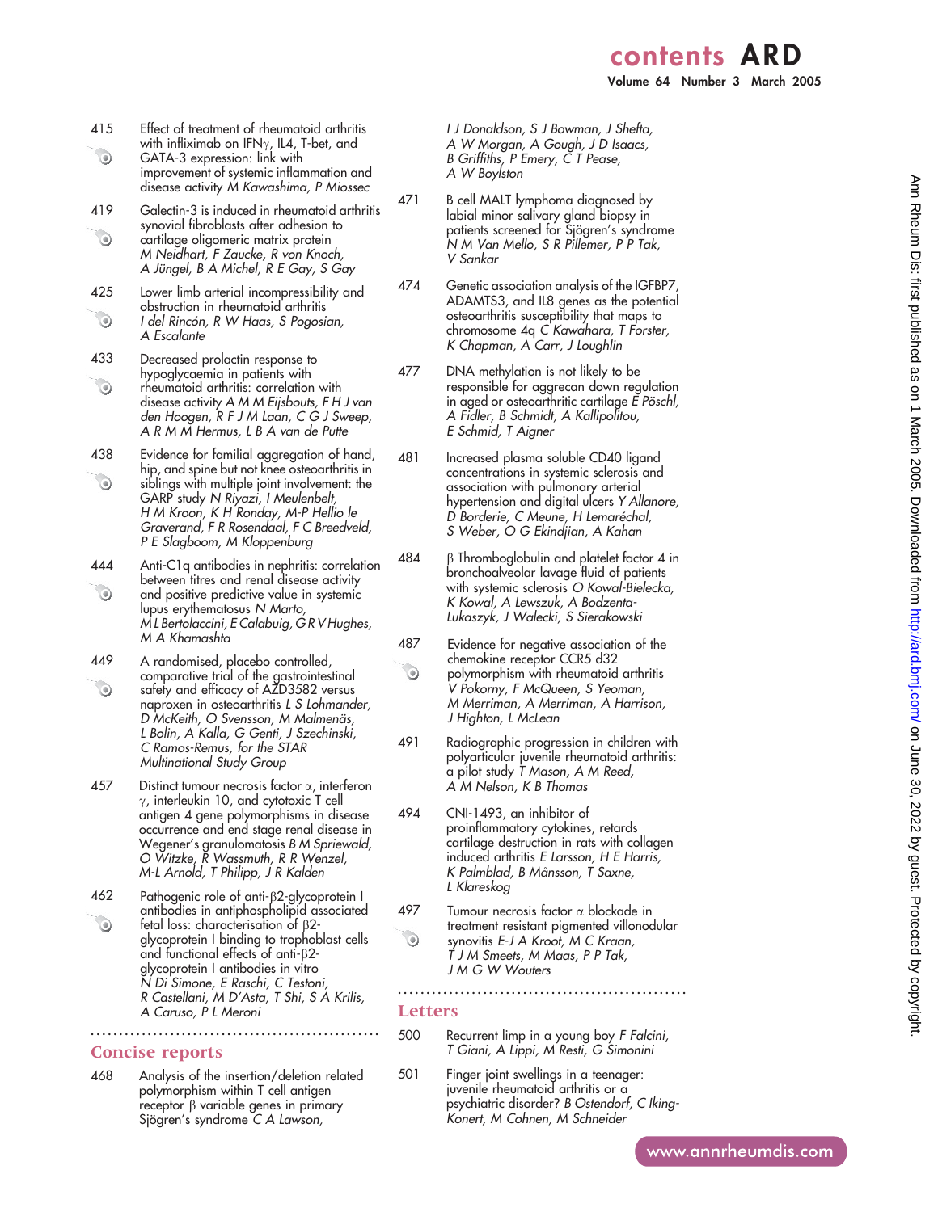# contents ARD

415 Effect of treatment of rheumatoid arthritis with infliximab on IFN$\gamma$, IL4, T-bet, and GATA-3 expression: link with improvement of systemic inflammation and disease activity *M Kawashima, P Miossec*

419 Galectin-3 is induced in rheumatoid arthritis synovial fibroblasts after adhesion to cartilage oligomeric matrix protein *M Neidhart, F Zaucke, R von Knoch, A Jüngel, B A Michel, R E Gay, S Gay*

425 Lower limb arterial incompressibility and obstruction in rheumatoid arthritis *I del Rincón, R W Haas, S Pogosian, A Escalante*

433 Decreased prolactin response to hypoglycaemia in patients with rheumatoid arthritis: correlation with disease activity *A M M Eijsbouts, F H J van den Hoogen, R F J M Laan, C G J Sweep, A R M M Hermus, L B A van de Putte*

438 Evidence for familial aggregation of hand, hip, and spine but not knee osteoarthritis in siblings with multiple joint involvement: the GARP study *N Riyazi, I Meulenbelt, H M Kroon, K H Ronday, M-P Hellio le Graverand, F R Rosendaal, F C Breedveld, P E Slagboom, M Kloppenburg*

444 Anti-C1q antibodies in nephritis: correlation between titres and renal disease activity and positive predictive value in systemic lupus erythematosus *N Marto, M L Bertolaccini, E Calabuig, G R V Hughes, M A Khamashta*

449 A randomised, placebo controlled, comparative trial of the gastrointestinal safety and efficacy of AZD3582 versus naproxen in osteoarthritis *L S Lohmander, D McKeith, O Svensson, M Malmenäs, L Bolin, A Kalla, G Genti, J Szechinski, C Ramos-Remus, for the STAR Multinational Study Group*

457 Distinct tumour necrosis factor $\alpha$, interferon $\gamma$, interleukin 10, and cytotoxic T cell antigen 4 gene polymorphisms in disease occurrence and end stage renal disease in Wegener's granulomatosis *B M Spriewald, O Witzke, R Wassmuth, R R Wenzel, M-L Arnold, T Philipp, J R Kalden*

462 Pathogenic role of anti-$\beta$2-glycoprotein I antibodies in antiphospholipid associated fetal loss: characterisation of $\beta$2-glycoprotein I binding to trophoblast cells and functional effects of anti-$\beta$2-glycoprotein I antibodies in vitro *N Di Simone, E Raschi, C Testoni, R Castellani, M D'Asta, T Shi, S A Krilis, A Caruso, P L Meroni*

## Concise reports

468 Analysis of the insertion/deletion related polymorphism within T cell antigen receptor $\beta$ variable genes in primary Sjögren's syndrome *C A Lawson, I J Donaldson, S J Bowman, J Sheffa, A W Morgan, A Gough, J D Isaacs, B Griffiths, P Emery, C T Pease, A W Boylston*

471 B cell MALT lymphoma diagnosed by labial minor salivary gland biopsy in patients screened for Sjögren's syndrome *N M Van Mello, S R Pillemer, P P Tak, V Sankar*

474 Genetic association analysis of the IGFBP7, ADAMTS3, and IL8 genes as the potential osteoarthritis susceptibility that maps to chromosome 4q *C Kawahara, T Forster, K Chapman, A Carr, J Loughlin*

477 DNA methylation is not likely to be responsible for aggrecan down regulation in aged or osteoarthritic cartilage *E Pöschl, A Fidler, B Schmidt, A Kallipolitou, E Schmid, T Aigner*

481 Increased plasma soluble CD40 ligand concentrations in systemic sclerosis and association with pulmonary arterial hypertension and digital ulcers *Y Allanore, D Borderie, C Meune, H Lemaréchal, S Weber, O G Ekindjian, A Kahan*

484 $\beta$ Thromboglobulin and platelet factor 4 in bronchoalveolar lavage fluid of patients with systemic sclerosis *O Kowal-Bielecka, K Kowal, A Lewszuk, A Bodzenta-Lukaszyk, J Walecki, S Sierakowski*

487 Evidence for negative association of the chemokine receptor CCR5 d32 polymorphism with rheumatoid arthritis *V Pokorny, F McQueen, S Yeoman, M Merriman, A Merriman, A Harrison, J Highton, L McLean*

491 Radiographic progression in children with polyarticular juvenile rheumatoid arthritis: a pilot study *T Mason, A M Reed, A M Nelson, K B Thomas*

494 CNI-1493, an inhibitor of proinflammatory cytokines, retards cartilage destruction in rats with collagen induced arthritis *E Larsson, H E Harris, K Palmblad, B Månsson, T Saxne, L Klareskog*

497 Tumour necrosis factor $\alpha$ blockade in treatment resistant pigmented villonodular synovitis *E-J A Kroot, M C Kraan, T J M Smeets, M Maas, P P Tak, J M G W Wouters*

## Letters

500 Recurrent limp in a young boy *F Falcini, T Giani, A Lippi, M Resti, G Simonini*

501 Finger joint swellings in a teenager: juvenile rheumatoid arthritis or a psychiatric disorder? *B Ostendorf, C Iking-Konert, M Cohnen, M Schneider*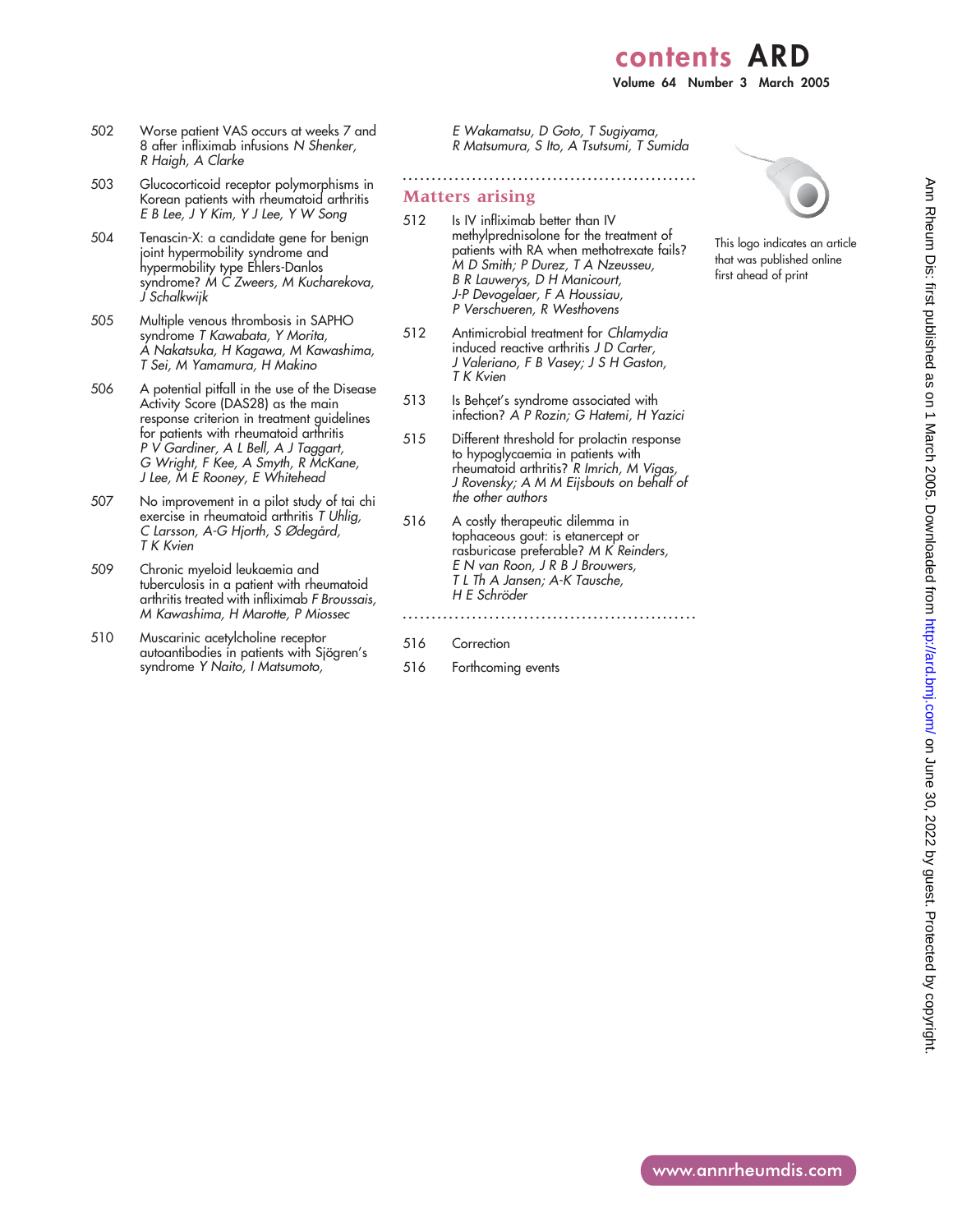502 Worse patient VAS occurs at weeks 7 and 8 after infliximab infusions *N Shenker, R Haigh, A Clarke*

503 Glucocorticoid receptor polymorphisms in Korean patients with rheumatoid arthritis *E B Lee, J Y Kim, Y J Lee, Y W Song*

504 Tenascin-X: a candidate gene for benign joint hypermobility syndrome and hypermobility type Ehlers-Danlos syndrome? *M C Zweers, M Kucharekova, J Schalkwijk*

505 Multiple venous thrombosis in SAPHO syndrome *T Kawabata, Y Morita, A Nakatsuka, H Kagawa, M Kawashima, T Sei, M Yamamura, H Makino*

506 A potential pitfall in the use of the Disease Activity Score (DAS28) as the main response criterion in treatment guidelines for patients with rheumatoid arthritis *P V Gardiner, A L Bell, A J Taggart, G Wright, F Kee, A Smyth, R McKane, J Lee, M E Rooney, E Whitehead*

507 No improvement in a pilot study of tai chi exercise in rheumatoid arthritis *T Uhlig, C Larsson, A-G Hjorth, S Ødegård, T K Kvien*

509 Chronic myeloid leukaemia and tuberculosis in a patient with rheumatoid arthritis treated with infliximab *F Broussais, M Kawashima, H Marotte, P Miossec*

510 Muscarinic acetylcholine receptor autoantibodies in patients with Sjögren's syndrome *Y Naito, I Matsumoto, E Wakamatsu, D Goto, T Sugiyama, R Matsumura, S Ito, A Tsutsumi, T Sumida*

## Matters arising

512 Is IV infliximab better than IV methylprednisolone for the treatment of patients with RA when methotrexate fails? *M D Smith; P Durez, T A Nzeusseu, B R Lauwerys, D H Manicourt, J-P Devogelaer, F A Houssiau, P Verschueren, R Westhovens*

512 Antimicrobial treatment for *Chlamydia* induced reactive arthritis *J D Carter, J Valeriano, F B Vasey; J S H Gaston, T K Kvien*

513 Is Behçet's syndrome associated with infection? *A P Rozin; G Hatemi, H Yazici*

515 Different threshold for prolactin response to hypoglycaemia in patients with rheumatoid arthritis? *R Imrich, M Vigas, J Rovensky; A M M Eijsbouts on behalf of the other authors*

516 A costly therapeutic dilemma in tophaceous gout: is etanercept or rasburicase preferable? *M K Reinders, E N van Roon, J R B J Brouwers, T L Th A Jansen; A-K Tausche, H E Schröder*

516 Correction

516 Forthcoming events

This logo indicates an article that was published online first ahead of print